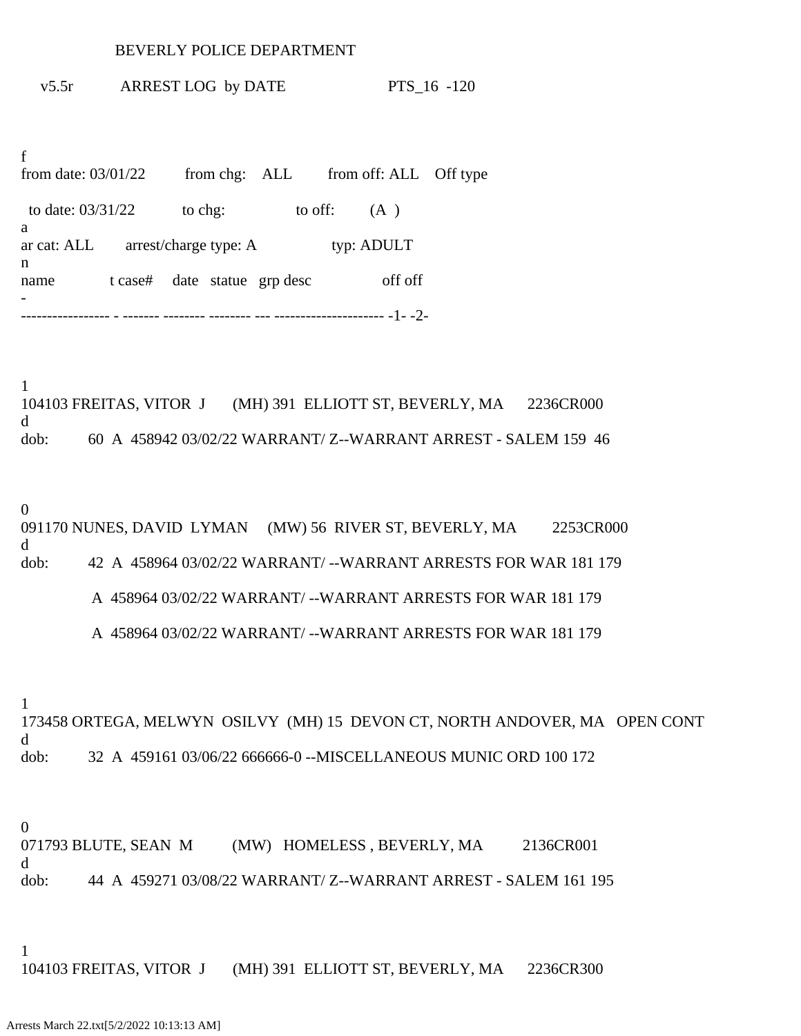BEVERLY POLICE DEPARTMENT

v5.5r ARREST LOG by DATE PTS_16 -120

f
from date: 03/01/22 from chg: ALL from off: ALL Off type

to date: 03/31/22 to chg: to off: (A )
a
ar cat: ALL arrest/charge type: A typ: ADULT
n
name t case# date statue grp desc off off
-
----------------- - ------- -------- -------- --- --------------------- -1- -2-

1
104103 FREITAS, VITOR J (MH) 391 ELLIOTT ST, BEVERLY, MA 2236CR000
d
dob: 60 A 458942 03/02/22 WARRANT/ Z--WARRANT ARREST - SALEM 159 46

0
091170 NUNES, DAVID LYMAN (MW) 56 RIVER ST, BEVERLY, MA 2253CR000
d
dob: 42 A 458964 03/02/22 WARRANT/ --WARRANT ARRESTS FOR WAR 181 179

A 458964 03/02/22 WARRANT/ --WARRANT ARRESTS FOR WAR 181 179

A 458964 03/02/22 WARRANT/ --WARRANT ARRESTS FOR WAR 181 179

1
173458 ORTEGA, MELWYN OSILVY (MH) 15 DEVON CT, NORTH ANDOVER, MA OPEN CONT
d
dob: 32 A 459161 03/06/22 666666-0 --MISCELLANEOUS MUNIC ORD 100 172

0
071793 BLUTE, SEAN M (MW) HOMELESS , BEVERLY, MA 2136CR001
d
dob: 44 A 459271 03/08/22 WARRANT/ Z--WARRANT ARREST - SALEM 161 195

1
104103 FREITAS, VITOR J (MH) 391 ELLIOTT ST, BEVERLY, MA 2236CR300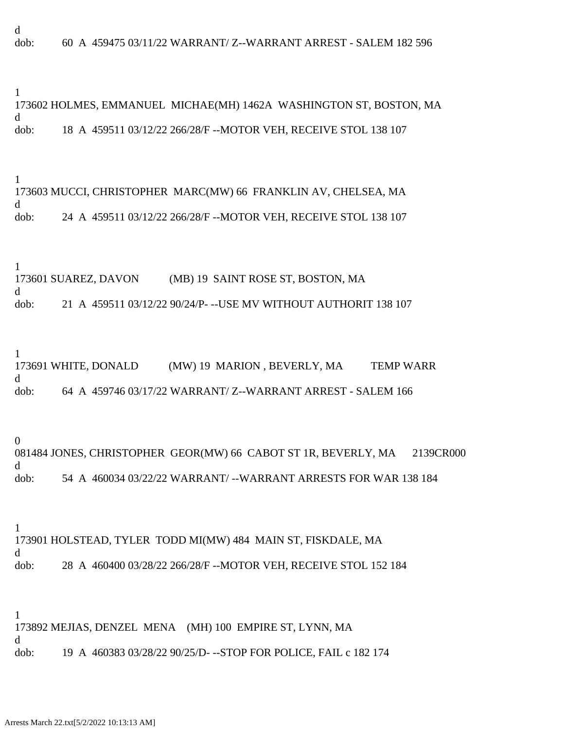d
dob: 60 A 459475 03/11/22 WARRANT/ Z--WARRANT ARREST - SALEM 182 596

1
173602 HOLMES, EMMANUEL MICHAE(MH) 1462A WASHINGTON ST, BOSTON, MA
d
dob: 18 A 459511 03/12/22 266/28/F --MOTOR VEH, RECEIVE STOL 138 107

1
173603 MUCCI, CHRISTOPHER MARC(MW) 66 FRANKLIN AV, CHELSEA, MA
d
dob: 24 A 459511 03/12/22 266/28/F --MOTOR VEH, RECEIVE STOL 138 107

1
173601 SUAREZ, DAVON (MB) 19 SAINT ROSE ST, BOSTON, MA
d
dob: 21 A 459511 03/12/22 90/24/P- --USE MV WITHOUT AUTHORIT 138 107

1
173691 WHITE, DONALD (MW) 19 MARION , BEVERLY, MA TEMP WARR
d
dob: 64 A 459746 03/17/22 WARRANT/ Z--WARRANT ARREST - SALEM 166

0
081484 JONES, CHRISTOPHER GEOR(MW) 66 CABOT ST 1R, BEVERLY, MA 2139CR000
d
dob: 54 A 460034 03/22/22 WARRANT/ --WARRANT ARRESTS FOR WAR 138 184

1
173901 HOLSTEAD, TYLER TODD MI(MW) 484 MAIN ST, FISKDALE, MA
d
dob: 28 A 460400 03/28/22 266/28/F --MOTOR VEH, RECEIVE STOL 152 184

1
173892 MEJIAS, DENZEL MENA (MH) 100 EMPIRE ST, LYNN, MA
d
dob: 19 A 460383 03/28/22 90/25/D- --STOP FOR POLICE, FAIL c 182 174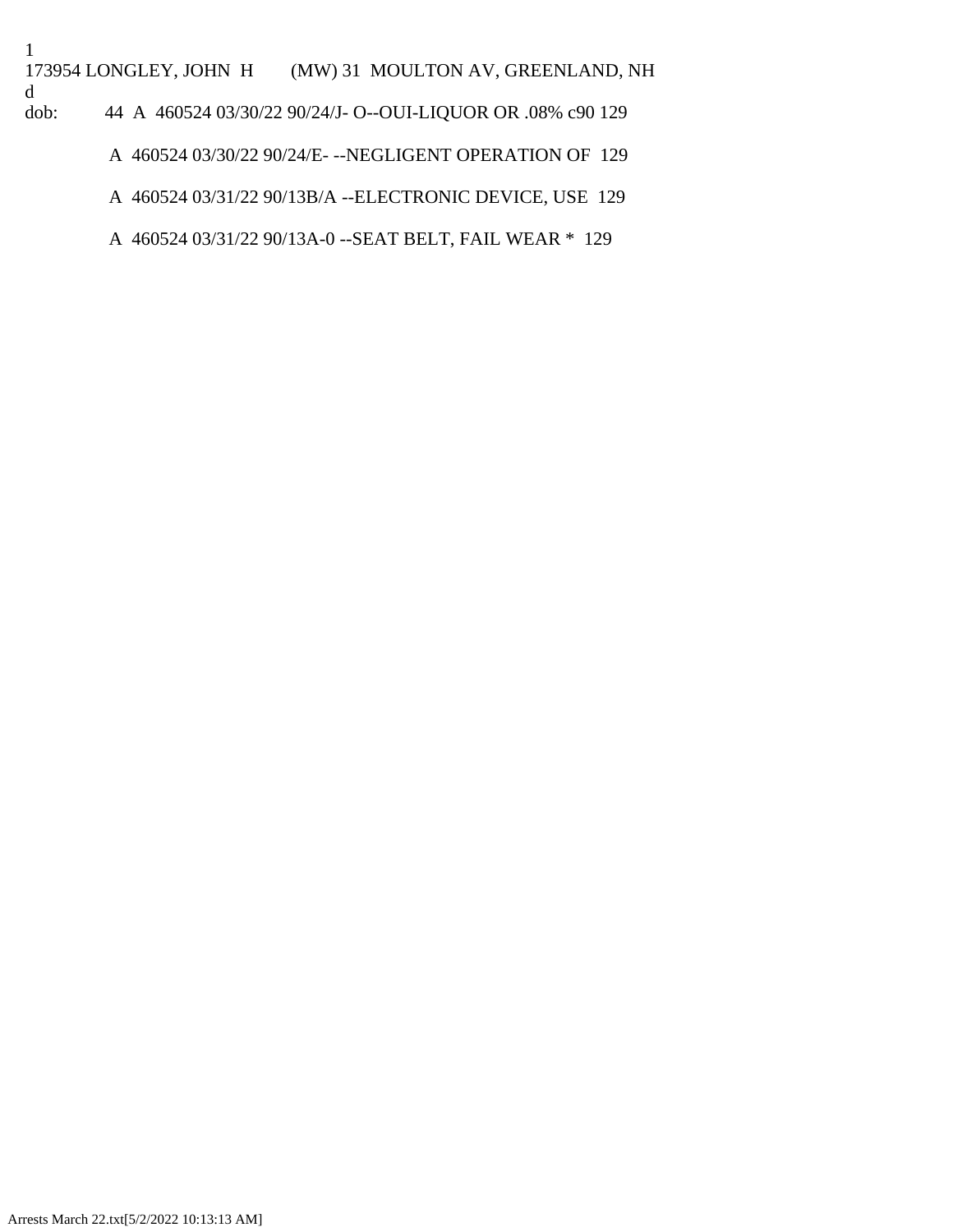1
173954 LONGLEY, JOHN H (MW) 31 MOULTON AV, GREENLAND, NH
d
dob: 44 A 460524 03/30/22 90/24/J- O--OUI-LIQUOR OR .08% c90 129

A 460524 03/30/22 90/24/E- --NEGLIGENT OPERATION OF 129

A 460524 03/31/22 90/13B/A --ELECTRONIC DEVICE, USE 129

A 460524 03/31/22 90/13A-0 --SEAT BELT, FAIL WEAR * 129